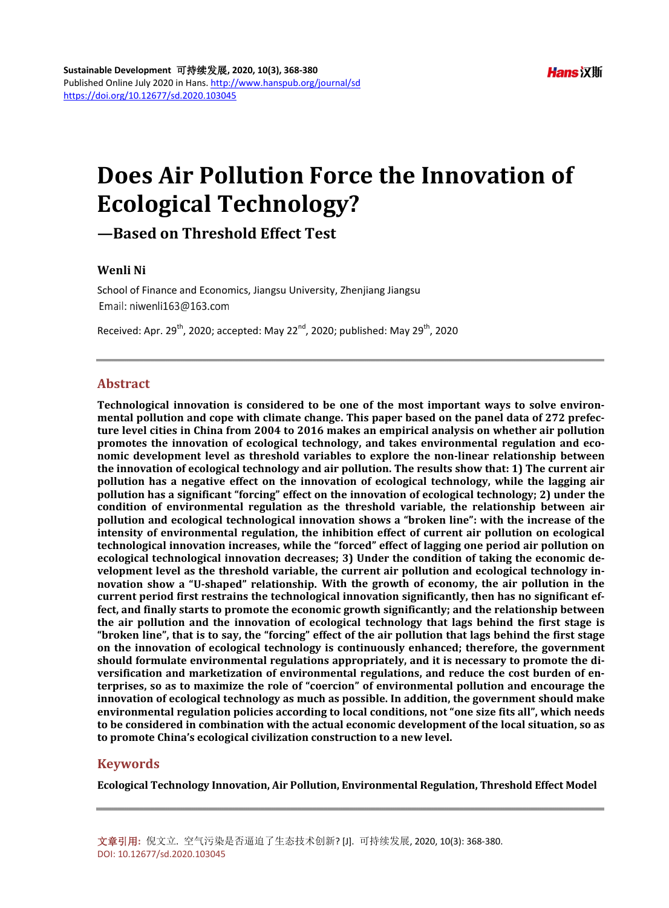# Does Air Pollution Force the Innovation of Ecological Technology?

## —Based on Threshold Effect Test

**Wenli Ni**

School of Finance and Economics, Jiangsu University, Zhenjiang Jiangsu
Email: niwenli163@163.com

Received: Apr. 29th, 2020; accepted: May 22nd, 2020; published: May 29th, 2020

## Abstract

**Technological innovation is considered to be one of the most important ways to solve environmental pollution and cope with climate change. This paper based on the panel data of 272 prefecture level cities in China from 2004 to 2016 makes an empirical analysis on whether air pollution promotes the innovation of ecological technology, and takes environmental regulation and economic development level as threshold variables to explore the non-linear relationship between the innovation of ecological technology and air pollution. The results show that: 1) The current air pollution has a negative effect on the innovation of ecological technology, while the lagging air pollution has a significant "forcing" effect on the innovation of ecological technology; 2) under the condition of environmental regulation as the threshold variable, the relationship between air pollution and ecological technological innovation shows a "broken line": with the increase of the intensity of environmental regulation, the inhibition effect of current air pollution on ecological technological innovation increases, while the "forced" effect of lagging one period air pollution on ecological technological innovation decreases; 3) Under the condition of taking the economic development level as the threshold variable, the current air pollution and ecological technology innovation show a "U-shaped" relationship. With the growth of economy, the air pollution in the current period first restrains the technological innovation significantly, then has no significant effect, and finally starts to promote the economic growth significantly; and the relationship between the air pollution and the innovation of ecological technology that lags behind the first stage is "broken line", that is to say, the "forcing" effect of the air pollution that lags behind the first stage on the innovation of ecological technology is continuously enhanced; therefore, the government should formulate environmental regulations appropriately, and it is necessary to promote the diversification and marketization of environmental regulations, and reduce the cost burden of enterprises, so as to maximize the role of "coercion" of environmental pollution and encourage the innovation of ecological technology as much as possible. In addition, the government should make environmental regulation policies according to local conditions, not "one size fits all", which needs to be considered in combination with the actual economic development of the local situation, so as to promote China's ecological civilization construction to a new level.**

## Keywords

**Ecological Technology Innovation, Air Pollution, Environmental Regulation, Threshold Effect Model**

文章引用: 倪文立. 空气污染是否逼迫了生态技术创新? [J]. 可持续发展, 2020, 10(3): 368-380.
DOI: 10.12677/sd.2020.103045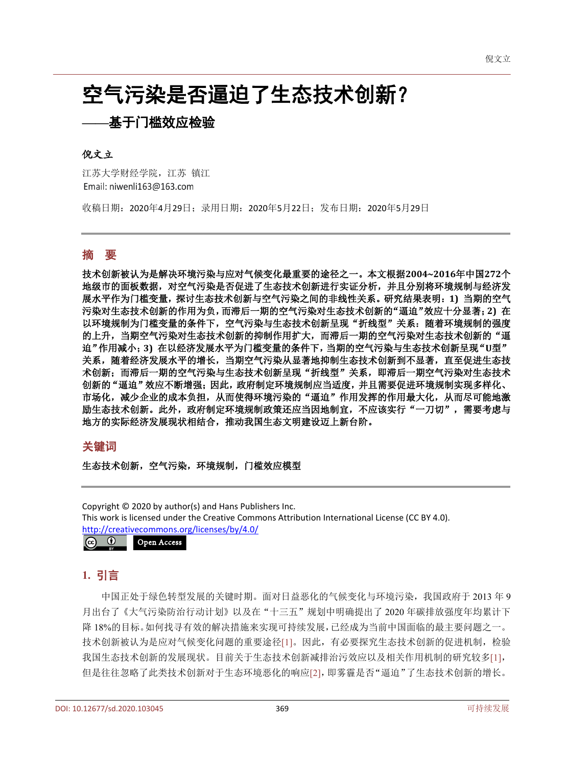# 空气污染是否逼迫了生态技术创新？

## ——基于门槛效应检验

**倪文立**

江苏大学财经学院，江苏 镇江
Email: niwenli163@163.com

收稿日期：2020年4月29日；录用日期：2020年5月22日；发布日期：2020年5月29日

## 摘　要

**技术创新被认为是解决环境污染与应对气候变化最重要的途径之一。本文根据2004~2016年中国272个地级市的面板数据，对空气污染是否促进了生态技术创新进行实证分析，并且分别将环境规制与经济发展水平作为门槛变量，探讨生态技术创新与空气污染之间的非线性关系。研究结果表明：1) 当期的空气污染对生态技术创新的作用为负，而滞后一期的空气污染对生态技术创新的"逼迫"效应十分显著；2) 在以环境规制为门槛变量的条件下，空气污染与生态技术创新呈现"折线型"关系：随着环境规制的强度的上升，当期空气污染对生态技术创新的抑制作用扩大，而滞后一期的空气污染对生态技术创新的"逼迫"作用减小；3) 在以经济发展水平为门槛变量的条件下，当期的空气污染与生态技术创新呈现"U型"关系，随着经济发展水平的增长，当期空气污染从显著地抑制生态技术创新到不显著，直至促进生态技术创新；而滞后一期的空气污染与生态技术创新呈现"折线型"关系，即滞后一期空气污染对生态技术创新的"逼迫"效应不断增强；因此，政府制定环境规制应当适度，并且需要促进环境规制实现多样化、市场化，减少企业的成本负担，从而使得环境污染的"逼迫"作用发挥的作用最大化，从而尽可能地激励生态技术创新。此外，政府制定环境规制政策还应当因地制宜，不应该实行"一刀切"，需要考虑与地方的实际经济发展现状相结合，推动我国生态文明建设迈上新台阶。**

## 关键词

**生态技术创新，空气污染，环境规制，门槛效应模型**

Copyright © 2020 by author(s) and Hans Publishers Inc.
This work is licensed under the Creative Commons Attribution International License (CC BY 4.0).
http://creativecommons.org/licenses/by/4.0/

Open Access

## 1. 引言

中国正处于绿色转型发展的关键时期。面对日益恶化的气候变化与环境污染，我国政府于 2013 年 9 月出台了《大气污染防治行动计划》以及在"十三五"规划中明确提出了 2020 年碳排放强度年均累计下降 18%的目标。如何找寻有效的解决措施来实现可持续发展，已经成为当前中国面临的最主要问题之一。技术创新被认为是应对气候变化问题的重要途径[1]。因此，有必要探究生态技术创新的促进机制，检验我国生态技术创新的发展现状。目前关于生态技术创新减排治污效应以及相关作用机制的研究较多[1]，但是往往忽略了此类技术创新对于生态环境恶化的响应[2]，即雾霾是否"逼迫"了生态技术创新的增长。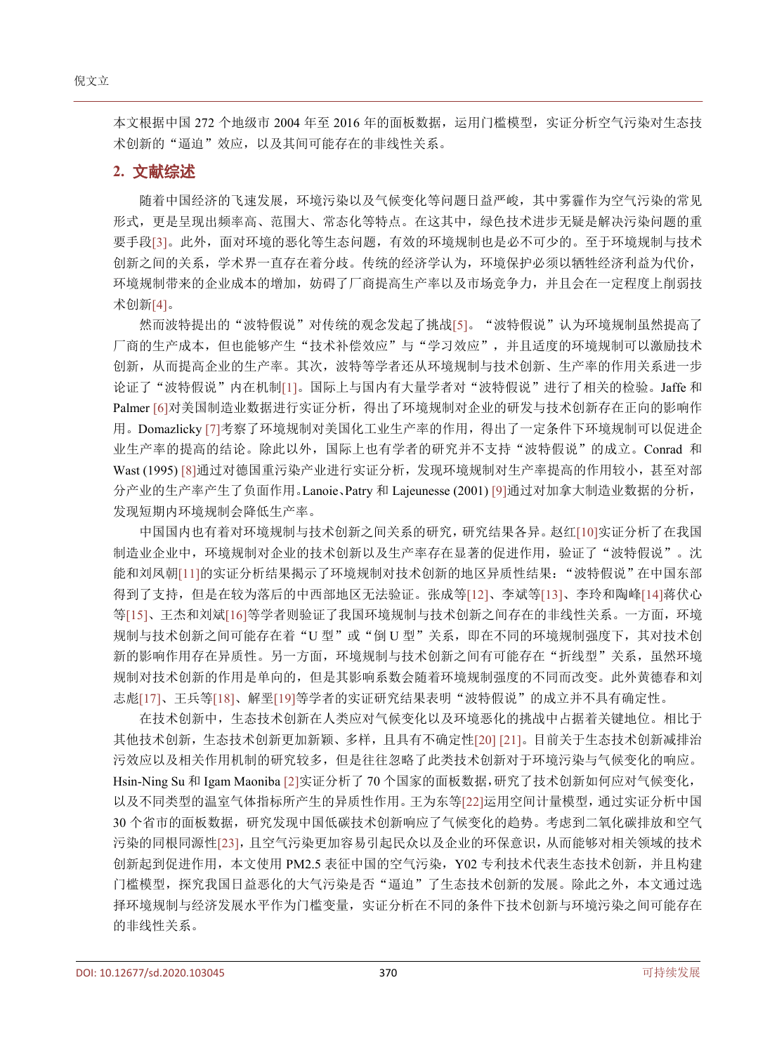本文根据中国 272 个地级市 2004 年至 2016 年的面板数据，运用门槛模型，实证分析空气污染对生态技术创新的“逼迫”效应，以及其间可能存在的非线性关系。

## 2. 文献综述

随着中国经济的飞速发展，环境污染以及气候变化等问题日益严峻，其中雾霾作为空气污染的常见形式，更是呈现出频率高、范围大、常态化等特点。在这其中，绿色技术进步无疑是解决污染问题的重要手段[3]。此外，面对环境的恶化等生态问题，有效的环境规制也是必不可少的。至于环境规制与技术创新之间的关系，学术界一直存在着分歧。传统的经济学认为，环境保护必须以牺牲经济利益为代价，环境规制带来的企业成本的增加，妨碍了厂商提高生产率以及市场竞争力，并且会在一定程度上削弱技术创新[4]。

然而波特提出的“波特假说”对传统的观念发起了挑战[5]。“波特假说”认为环境规制虽然提高了厂商的生产成本，但也能够产生“技术补偿效应”与“学习效应”，并且适度的环境规制可以激励技术创新，从而提高企业的生产率。其次，波特等学者还从环境规制与技术创新、生产率的作用关系进一步论证了“波特假说”内在机制[1]。国际上与国内有大量学者对“波特假说”进行了相关的检验。Jaffe 和 Palmer [6]对美国制造业数据进行实证分析，得出了环境规制对企业的研发与技术创新存在正向的影响作用。Domazlicky [7]考察了环境规制对美国化工业生产率的作用，得出了一定条件下环境规制可以促进企业生产率的提高的结论。除此以外，国际上也有学者的研究并不支持“波特假说”的成立。Conrad 和 Wast (1995) [8]通过对德国重污染产业进行实证分析，发现环境规制对生产率提高的作用较小，甚至对部分产业的生产率产生了负面作用。Lanoie、Patry 和 Lajeunesse (2001) [9]通过对加拿大制造业数据的分析，发现短期内环境规制会降低生产率。

中国国内也有着对环境规制与技术创新之间关系的研究，研究结果各异。赵红[10]实证分析了在我国制造业企业中，环境规制对企业的技术创新以及生产率存在显著的促进作用，验证了“波特假说”。沈能和刘凤朝[11]的实证分析结果揭示了环境规制对技术创新的地区异质性结果：“波特假说”在中国东部得到了支持，但是在较为落后的中西部地区无法验证。张成等[12]、李斌等[13]、李玲和陶峰[14]蒋伏心等[15]、王杰和刘斌[16]等学者则验证了我国环境规制与技术创新之间存在的非线性关系。一方面，环境规制与技术创新之间可能存在着“U 型”或“倒 U 型”关系，即在不同的环境规制强度下，其对技术创新的影响作用存在异质性。另一方面，环境规制与技术创新之间有可能存在“折线型”关系，虽然环境规制对技术创新的作用是单向的，但是其影响系数会随着环境规制强度的不同而改变。此外黄德春和刘志彪[17]、王兵等[18]、解垩[19]等学者的实证研究结果表明“波特假说”的成立并不具有确定性。

在技术创新中，生态技术创新在人类应对气候变化以及环境恶化的挑战中占据着关键地位。相比于其他技术创新，生态技术创新更加新颖、多样，且具有不确定性[20] [21]。目前关于生态技术创新减排治污效应以及相关作用机制的研究较多，但是往往忽略了此类技术创新对于环境污染与气候变化的响应。Hsin-Ning Su 和 Igam Maoniba [2]实证分析了 70 个国家的面板数据，研究了技术创新如何应对气候变化，以及不同类型的温室气体指标所产生的异质性作用。王为东等[22]运用空间计量模型，通过实证分析中国 30 个省市的面板数据，研究发现中国低碳技术创新响应了气候变化的趋势。考虑到二氧化碳排放和空气污染的同根同源性[23]，且空气污染更加容易引起民众以及企业的环保意识，从而能够对相关领域的技术创新起到促进作用，本文使用 PM2.5 表征中国的空气污染，Y02 专利技术代表生态技术创新，并且构建门槛模型，探究我国日益恶化的大气污染是否“逼迫”了生态技术创新的发展。除此之外，本文通过选择环境规制与经济发展水平作为门槛变量，实证分析在不同的条件下技术创新与环境污染之间可能存在的非线性关系。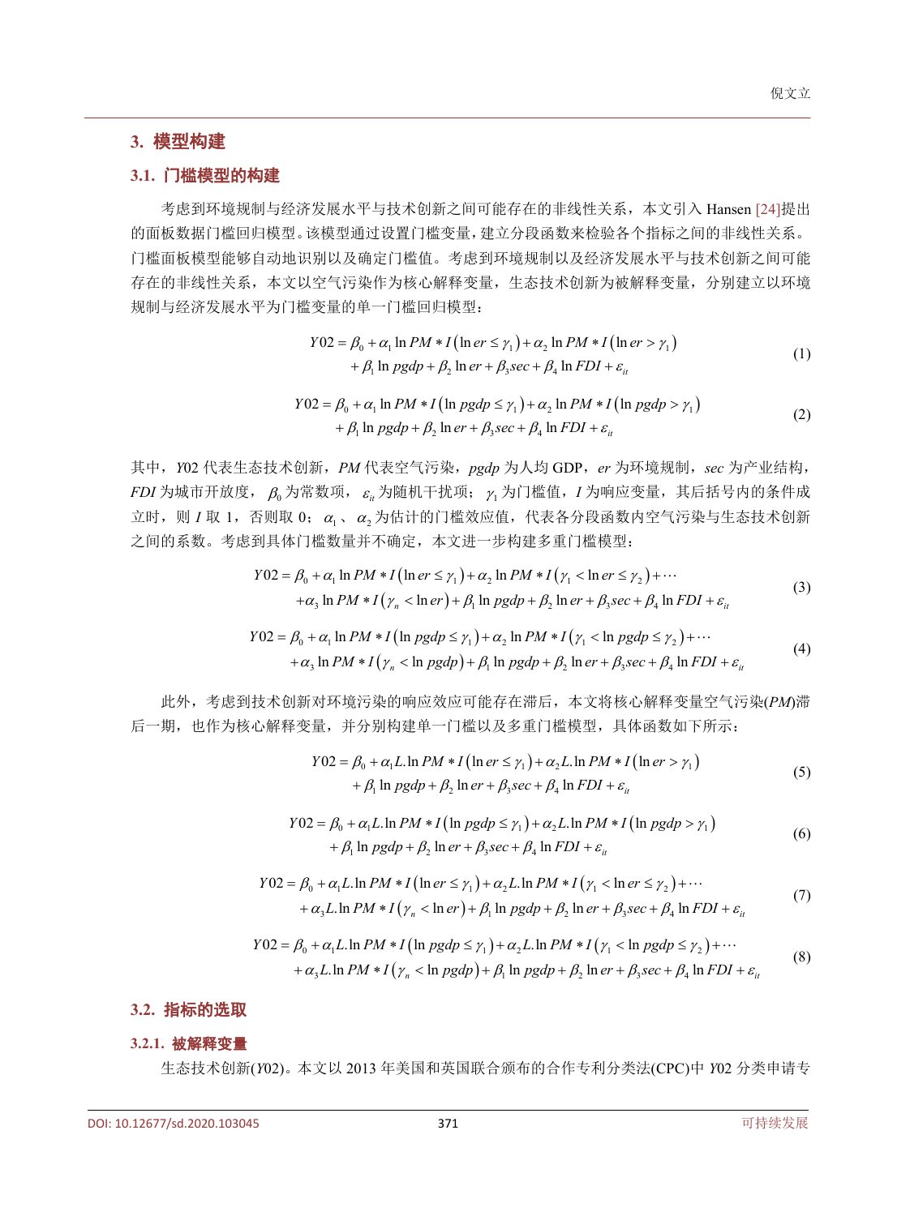## 3. 模型构建

### 3.1. 门槛模型的构建

考虑到环境规制与经济发展水平与技术创新之间可能存在的非线性关系，本文引入 Hansen [24]提出的面板数据门槛回归模型。该模型通过设置门槛变量，建立分段函数来检验各个指标之间的非线性关系。门槛面板模型能够自动地识别以及确定门槛值。考虑到环境规制以及经济发展水平与技术创新之间可能存在的非线性关系，本文以空气污染作为核心解释变量，生态技术创新为被解释变量，分别建立以环境规制与经济发展水平为门槛变量的单一门槛回归模型：

$$
\begin{aligned}
Y02 = {} & \beta_0 + \alpha_1 \ln PM * I(\ln er \le \gamma_1) + \alpha_2 \ln PM * I(\ln er > \gamma_1) \\
& + \beta_1 \ln pgdp + \beta_2 \ln er + \beta_3 sec + \beta_4 \ln FDI + \varepsilon_{it}
\end{aligned}
\tag{1}
$$

$$
\begin{aligned}
Y02 = {} & \beta_0 + \alpha_1 \ln PM * I(\ln pgdp \le \gamma_1) + \alpha_2 \ln PM * I(\ln pgdp > \gamma_1) \\
& + \beta_1 \ln pgdp + \beta_2 \ln er + \beta_3 sec + \beta_4 \ln FDI + \varepsilon_{it}
\end{aligned}
\tag{2}
$$

其中，$Y02$ 代表生态技术创新，$PM$ 代表空气污染，$pgdp$ 为人均 GDP，$er$ 为环境规制，$sec$ 为产业结构，$FDI$ 为城市开放度，$\beta_0$ 为常数项，$\varepsilon_{it}$ 为随机干扰项；$\gamma_1$ 为门槛值，$I$ 为响应变量，其后括号内的条件成立时，则 $I$ 取 1，否则取 0；$\alpha_1$、$\alpha_2$ 为估计的门槛效应值，代表各分段函数内空气污染与生态技术创新之间的系数。考虑到具体门槛数量并不确定，本文进一步构建多重门槛模型：

$$
\begin{aligned}
Y02 = {} & \beta_0 + \alpha_1 \ln PM * I(\ln er \le \gamma_1) + \alpha_2 \ln PM * I(\gamma_1 < \ln er \le \gamma_2) + \cdots \\
& + \alpha_3 \ln PM * I(\gamma_n < \ln er) + \beta_1 \ln pgdp + \beta_2 \ln er + \beta_3 sec + \beta_4 \ln FDI + \varepsilon_{it}
\end{aligned}
\tag{3}
$$

$$
\begin{aligned}
Y02 = {} & \beta_0 + \alpha_1 \ln PM * I(\ln pgdp \le \gamma_1) + \alpha_2 \ln PM * I(\gamma_1 < \ln pgdp \le \gamma_2) + \cdots \\
& + \alpha_3 \ln PM * I(\gamma_n < \ln pgdp) + \beta_1 \ln pgdp + \beta_2 \ln er + \beta_3 sec + \beta_4 \ln FDI + \varepsilon_{it}
\end{aligned}
\tag{4}
$$

此外，考虑到技术创新对环境污染的响应效应可能存在滞后，本文将核心解释变量空气污染($PM$)滞后一期，也作为核心解释变量，并分别构建单一门槛以及多重门槛模型，具体函数如下所示：

$$
\begin{aligned}
Y02 = {} & \beta_0 + \alpha_1 L.\ln PM * I(\ln er \le \gamma_1) + \alpha_2 L.\ln PM * I(\ln er > \gamma_1) \\
& + \beta_1 \ln pgdp + \beta_2 \ln er + \beta_3 sec + \beta_4 \ln FDI + \varepsilon_{it}
\end{aligned}
\tag{5}
$$

$$
\begin{aligned}
Y02 = {} & \beta_0 + \alpha_1 L.\ln PM * I(\ln pgdp \le \gamma_1) + \alpha_2 L.\ln PM * I(\ln pgdp > \gamma_1) \\
& + \beta_1 \ln pgdp + \beta_2 \ln er + \beta_3 sec + \beta_4 \ln FDI + \varepsilon_{it}
\end{aligned}
\tag{6}
$$

$$
\begin{aligned}
Y02 = {} & \beta_0 + \alpha_1 L.\ln PM * I(\ln er \le \gamma_1) + \alpha_2 L.\ln PM * I(\gamma_1 < \ln er \le \gamma_2) + \cdots \\
& + \alpha_3 L.\ln PM * I(\gamma_n < \ln er) + \beta_1 \ln pgdp + \beta_2 \ln er + \beta_3 sec + \beta_4 \ln FDI + \varepsilon_{it}
\end{aligned}
\tag{7}
$$

$$
\begin{aligned}
Y02 = {} & \beta_0 + \alpha_1 L.\ln PM * I(\ln pgdp \le \gamma_1) + \alpha_2 L.\ln PM * I(\gamma_1 < \ln pgdp \le \gamma_2) + \cdots \\
& + \alpha_3 L.\ln PM * I(\gamma_n < \ln pgdp) + \beta_1 \ln pgdp + \beta_2 \ln er + \beta_3 sec + \beta_4 \ln FDI + \varepsilon_{it}
\end{aligned}
\tag{8}
$$

### 3.2. 指标的选取

#### 3.2.1. 被解释变量

生态技术创新($Y02$)。本文以 2013 年美国和英国联合颁布的合作专利分类法(CPC)中 $Y02$ 分类申请专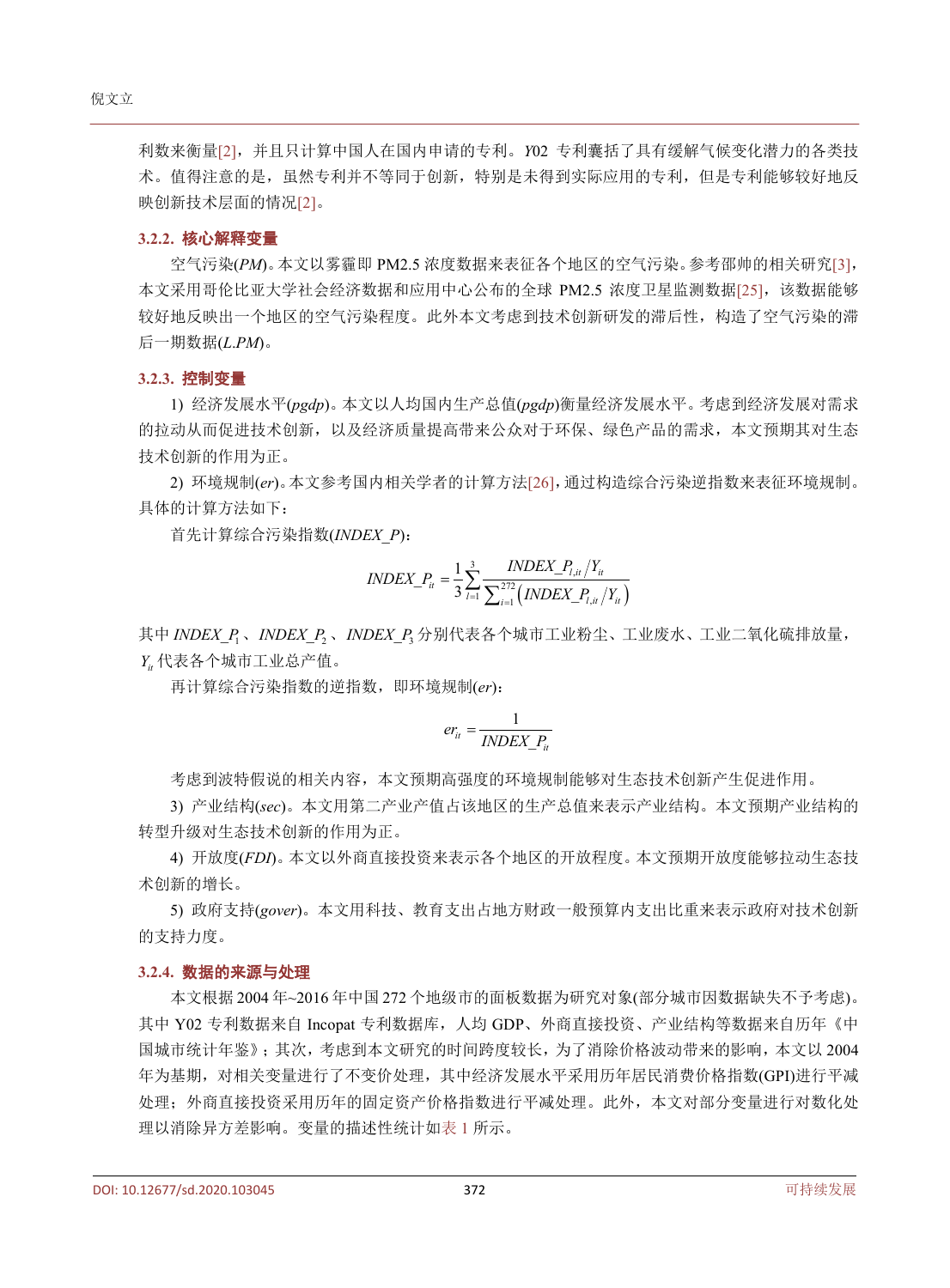利数来衡量[2]，并且只计算中国人在国内申请的专利。*Y*02 专利囊括了具有缓解气候变化潜力的各类技术。值得注意的是，虽然专利并不等同于创新，特别是未得到实际应用的专利，但是专利能够较好地反映创新技术层面的情况[2]。

#### 3.2.2. 核心解释变量

空气污染(*PM*)。本文以雾霾即 PM2.5 浓度数据来表征各个地区的空气污染。参考邵帅的相关研究[3]，本文采用哥伦比亚大学社会经济数据和应用中心公布的全球 PM2.5 浓度卫星监测数据[25]，该数据能够较好地反映出一个地区的空气污染程度。此外本文考虑到技术创新研发的滞后性，构造了空气污染的滞后一期数据(*L.PM*)。

#### 3.2.3. 控制变量

1) 经济发展水平(*pgdp*)。本文以人均国内生产总值(*pgdp*)衡量经济发展水平。考虑到经济发展对需求的拉动从而促进技术创新，以及经济质量提高带来公众对于环保、绿色产品的需求，本文预期其对生态技术创新的作用为正。

2) 环境规制(*er*)。本文参考国内相关学者的计算方法[26]，通过构造综合污染逆指数来表征环境规制。具体的计算方法如下：

首先计算综合污染指数(*INDEX_P*)：

$$INDEX\_P_{it} = \frac{1}{3}\sum_{l=1}^{3}\frac{INDEX\_P_{l,it}/Y_{it}}{\sum_{i=1}^{272}\left(INDEX\_P_{l,it}/Y_{it}\right)}$$

其中 $INDEX\_P_1$、$INDEX\_P_2$、$INDEX\_P_3$ 分别代表各个城市工业粉尘、工业废水、工业二氧化硫排放量，$Y_{it}$ 代表各个城市工业总产值。

再计算综合污染指数的逆指数，即环境规制(*er*)：

$$er_{it} = \frac{1}{INDEX\_P_{it}}$$

考虑到波特假说的相关内容，本文预期高强度的环境规制能够对生态技术创新产生促进作用。

3) 产业结构(*sec*)。本文用第二产业产值占该地区的生产总值来表示产业结构。本文预期产业结构的转型升级对生态技术创新的作用为正。

4) 开放度(*FDI*)。本文以外商直接投资来表示各个地区的开放程度。本文预期开放度能够拉动生态技术创新的增长。

5) 政府支持(*gover*)。本文用科技、教育支出占地方财政一般预算内支出比重来表示政府对技术创新的支持力度。

#### 3.2.4. 数据的来源与处理

本文根据 2004 年~2016 年中国 272 个地级市的面板数据为研究对象(部分城市因数据缺失不予考虑)。其中 Y02 专利数据来自 Incopat 专利数据库，人均 GDP、外商直接投资、产业结构等数据来自历年《中国城市统计年鉴》；其次，考虑到本文研究的时间跨度较长，为了消除价格波动带来的影响，本文以 2004 年为基期，对相关变量进行了不变价处理，其中经济发展水平采用历年居民消费价格指数(GPI)进行平减处理；外商直接投资采用历年的固定资产价格指数进行平减处理。此外，本文对部分变量进行对数化处理以消除异方差影响。变量的描述性统计如表 1 所示。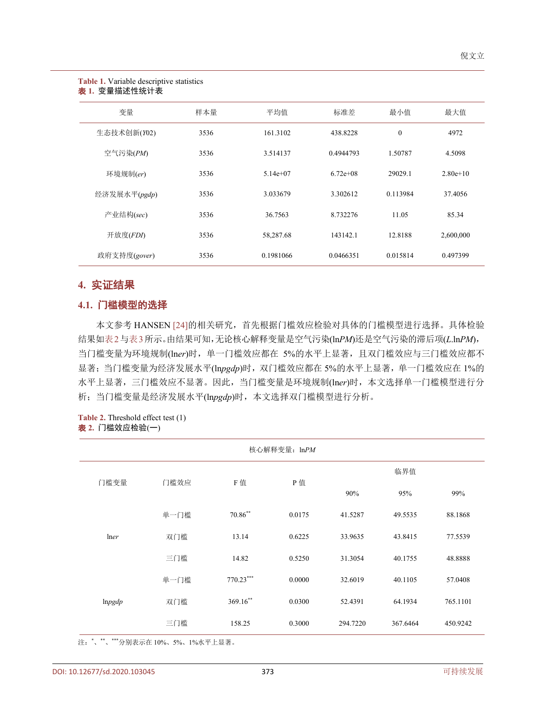**Table 1.** Variable descriptive statistics
**表 1.** 变量描述性统计表

| 变量 | 样本量 | 平均值 | 标准差 | 最小值 | 最大值 |
|---|---|---|---|---|---|
| 生态技术创新(*Y02*) | 3536 | 161.3102 | 438.8228 | 0 | 4972 |
| 空气污染(*PM*) | 3536 | 3.514137 | 0.4944793 | 1.50787 | 4.5098 |
| 环境规制(*er*) | 3536 | 5.14e+07 | 6.72e+08 | 29029.1 | 2.80e+10 |
| 经济发展水平(*pgdp*) | 3536 | 3.033679 | 3.302612 | 0.113984 | 37.4056 |
| 产业结构(*sec*) | 3536 | 36.7563 | 8.732276 | 11.05 | 85.34 |
| 开放度(*FDI*) | 3536 | 58,287.68 | 143142.1 | 12.8188 | 2,600,000 |
| 政府支持度(*gover*) | 3536 | 0.1981066 | 0.0466351 | 0.015814 | 0.497399 |

## 4. 实证结果

### 4.1. 门槛模型的选择

本文参考 HANSEN [24]的相关研究，首先根据门槛效应检验对具体的门槛模型进行选择。具体检验结果如表2与表3所示。由结果可知，无论核心解释变量是空气污染(ln*PM*)还是空气污染的滞后项(*L*.ln*PM*)，当门槛变量为环境规制(ln*er*)时，单一门槛效应都在 5%的水平上显著，且双门槛效应与三门槛效应都不显著；当门槛变量为经济发展水平(ln*pgdp*)时，双门槛效应都在 5%的水平上显著，单一门槛效应在 1%的水平上显著，三门槛效应不显著。因此，当门槛变量是环境规制(ln*er*)时，本文选择单一门槛模型进行分析；当门槛变量是经济发展水平(ln*pgdp*)时，本文选择双门槛模型进行分析。

**Table 2.** Threshold effect test (1)
**表 2.** 门槛效应检验(一)

| 核心解释变量：ln*PM* | | | | | | |
|---|---|---|---|---|---|---|
| 门槛变量 | 门槛效应 | F 值 | P 值 | 临界值 | | |
| | | | | 90% | 95% | 99% |
| ln*er* | 单一门槛 | 70.86** | 0.0175 | 41.5287 | 49.5535 | 88.1868 |
| | 双门槛 | 13.14 | 0.6225 | 33.9635 | 43.8415 | 77.5539 |
| | 三门槛 | 14.82 | 0.5250 | 31.3054 | 40.1755 | 48.8888 |
| ln*pgdp* | 单一门槛 | 770.23*** | 0.0000 | 32.6019 | 40.1105 | 57.0408 |
| | 双门槛 | 369.16** | 0.0300 | 52.4391 | 64.1934 | 765.1101 |
| | 三门槛 | 158.25 | 0.3000 | 294.7220 | 367.6464 | 450.9242 |

注：*、**、***分别表示在 10%、5%、1%水平上显著。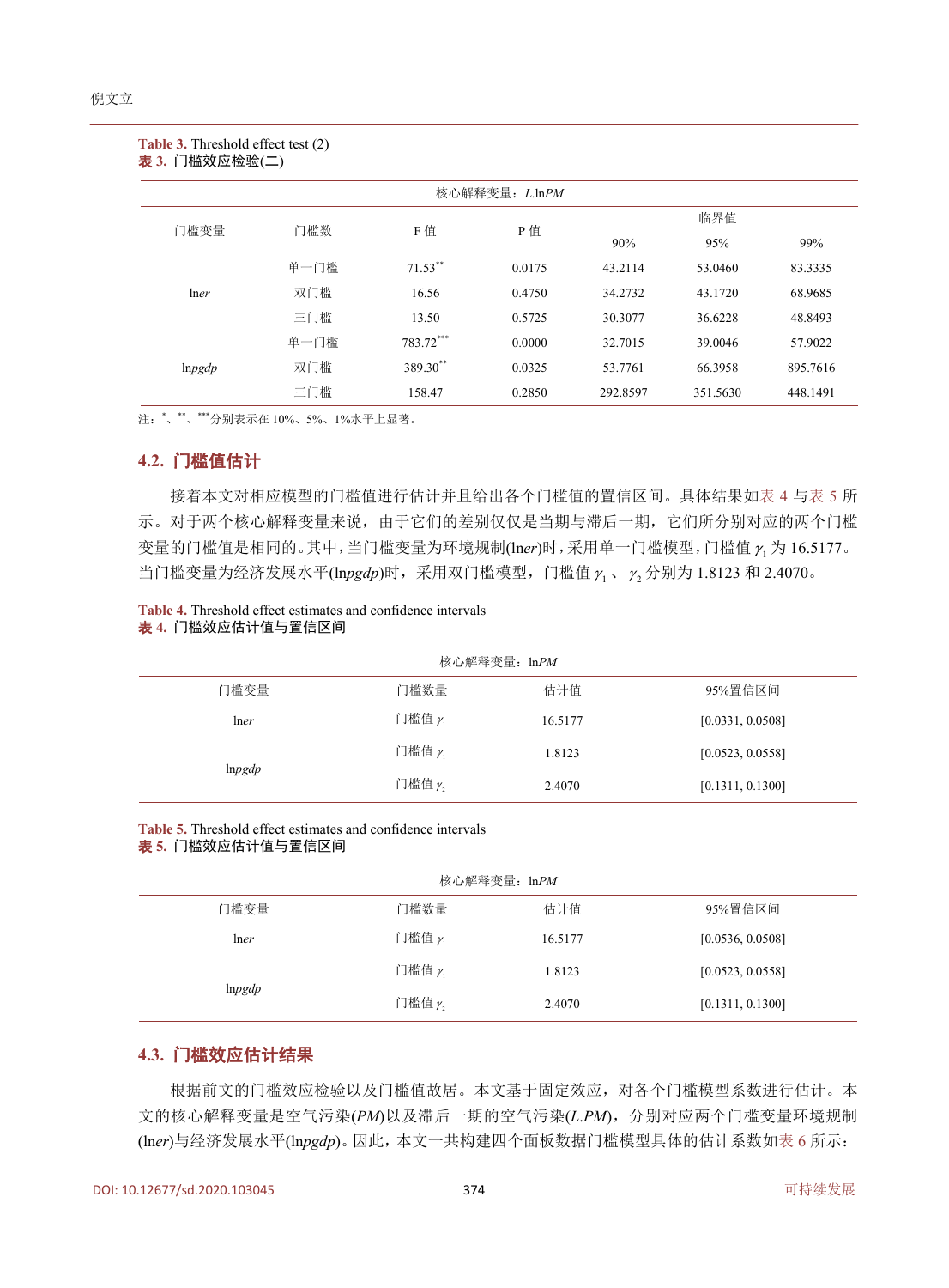**Table 3.** Threshold effect test (2)
**表 3.** 门槛效应检验(二)

| 核心解释变量：*L*.ln*PM* | | | | | | |
|---|---|---|---|---|---|---|
| 门槛变量 | 门槛数 | F 值 | P 值 | 临界值 | | |
| | | | | 90% | 95% | 99% |
| ln*er* | 单一门槛 | 71.53** | 0.0175 | 43.2114 | 53.0460 | 83.3335 |
| | 双门槛 | 16.56 | 0.4750 | 34.2732 | 43.1720 | 68.9685 |
| | 三门槛 | 13.50 | 0.5725 | 30.3077 | 36.6228 | 48.8493 |
| ln*pgdp* | 单一门槛 | 783.72*** | 0.0000 | 32.7015 | 39.0046 | 57.9022 |
| | 双门槛 | 389.30** | 0.0325 | 53.7761 | 66.3958 | 895.7616 |
| | 三门槛 | 158.47 | 0.2850 | 292.8597 | 351.5630 | 448.1491 |

注：*、**、***分别表示在 10%、5%、1%水平上显著。

## 4.2. 门槛值估计

接着本文对相应模型的门槛值进行估计并且给出各个门槛值的置信区间。具体结果如表 4 与表 5 所示。对于两个核心解释变量来说，由于它们的差别仅仅是当期与滞后一期，它们所分别对应的两个门槛变量的门槛值是相同的。其中，当门槛变量为环境规制(ln*er*)时，采用单一门槛模型，门槛值 $\gamma_1$ 为 16.5177。当门槛变量为经济发展水平(ln*pgdp*)时，采用双门槛模型，门槛值 $\gamma_1$、$\gamma_2$ 分别为 1.8123 和 2.4070。

**Table 4.** Threshold effect estimates and confidence intervals
**表 4.** 门槛效应估计值与置信区间

| 核心解释变量：ln*PM* | | | |
|---|---|---|---|
| 门槛变量 | 门槛数量 | 估计值 | 95%置信区间 |
| ln*er* | 门槛值 $\gamma_1$ | 16.5177 | [0.0331, 0.0508] |
| ln*pgdp* | 门槛值 $\gamma_1$ | 1.8123 | [0.0523, 0.0558] |
| | 门槛值 $\gamma_2$ | 2.4070 | [0.1311, 0.1300] |

**Table 5.** Threshold effect estimates and confidence intervals
**表 5.** 门槛效应估计值与置信区间

| 核心解释变量：ln*PM* | | | |
|---|---|---|---|
| 门槛变量 | 门槛数量 | 估计值 | 95%置信区间 |
| ln*er* | 门槛值 $\gamma_1$ | 16.5177 | [0.0536, 0.0508] |
| ln*pgdp* | 门槛值 $\gamma_1$ | 1.8123 | [0.0523, 0.0558] |
| | 门槛值 $\gamma_2$ | 2.4070 | [0.1311, 0.1300] |

## 4.3. 门槛效应估计结果

根据前文的门槛效应检验以及门槛值故居。本文基于固定效应，对各个门槛模型系数进行估计。本文的核心解释变量是空气污染(*PM*)以及滞后一期的空气污染(*L*.*PM*)，分别对应两个门槛变量环境规制(ln*er*)与经济发展水平(ln*pgdp*)。因此，本文一共构建四个面板数据门槛模型具体的估计系数如表 6 所示：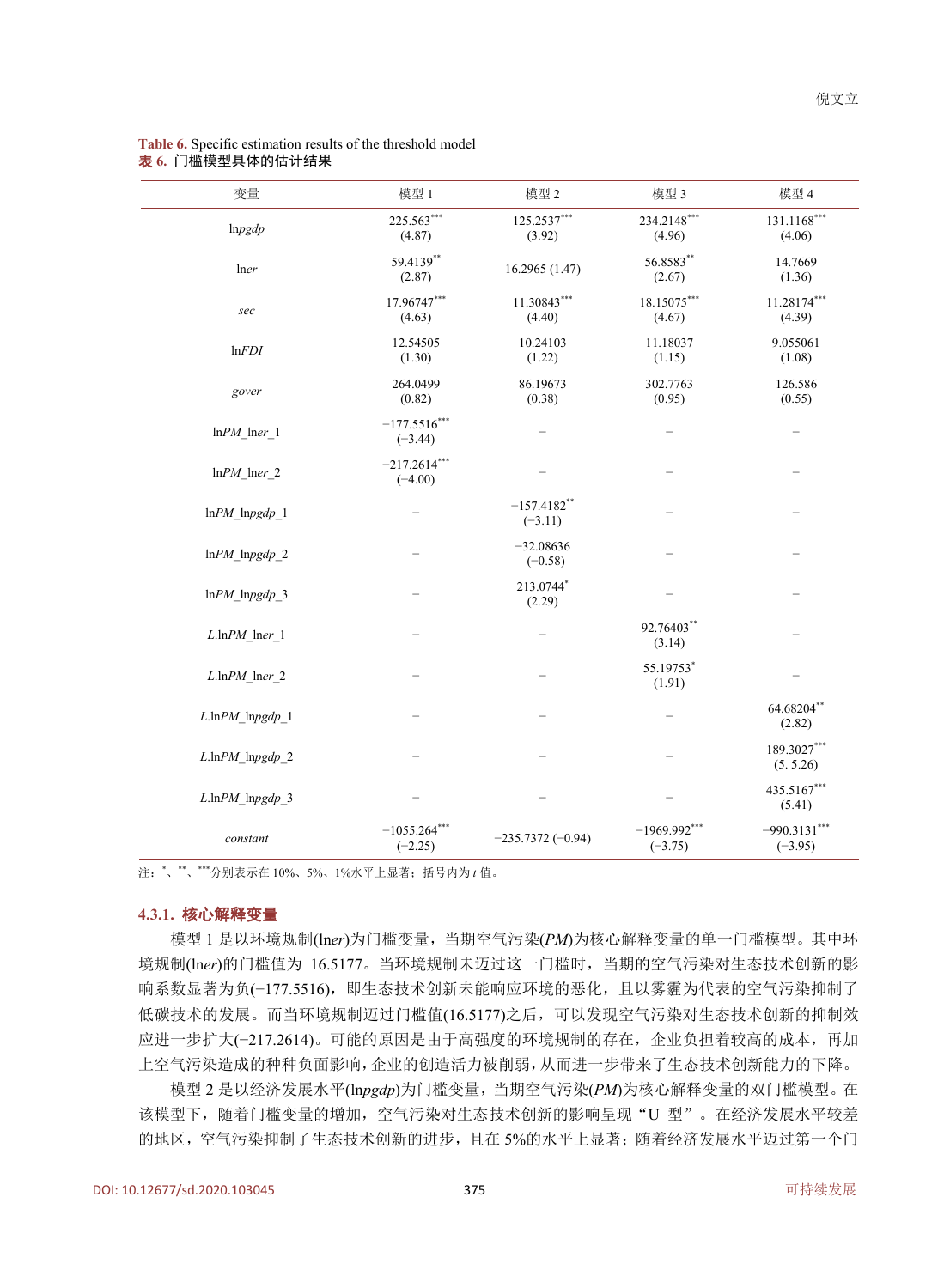**Table 6.** Specific estimation results of the threshold model

**表 6.** 门槛模型具体的估计结果

| 变量 | 模型 1 | 模型 2 | 模型 3 | 模型 4 |
|---|---|---|---|---|
| ln*pgdp* | 225.563*** (4.87) | 125.2537*** (3.92) | 234.2148*** (4.96) | 131.1168*** (4.06) |
| ln*er* | 59.4139** (2.87) | 16.2965 (1.47) | 56.8583** (2.67) | 14.7669 (1.36) |
| *sec* | 17.96747*** (4.63) | 11.30843*** (4.40) | 18.15075*** (4.67) | 11.28174*** (4.39) |
| ln*FDI* | 12.54505 (1.30) | 10.24103 (1.22) | 11.18037 (1.15) | 9.055061 (1.08) |
| *gover* | 264.0499 (0.82) | 86.19673 (0.38) | 302.7763 (0.95) | 126.586 (0.55) |
| ln*PM*_ln*er*_1 | −177.5516*** (−3.44) | – | – | – |
| ln*PM*_ln*er*_2 | −217.2614*** (−4.00) | – | – | – |
| ln*PM*_ln*pgdp*_1 | – | −157.4182** (−3.11) | – | – |
| ln*PM*_ln*pgdp*_2 | – | −32.08636 (−0.58) | – | – |
| ln*PM*_ln*pgdp*_3 | – | 213.0744* (2.29) | – | – |
| *L*.ln*PM*_ln*er*_1 | – | – | 92.76403** (3.14) | – |
| *L*.ln*PM*_ln*er*_2 | – | – | 55.19753* (1.91) | – |
| *L*.ln*PM*_ln*pgdp*_1 | – | – | – | 64.68204** (2.82) |
| *L*.ln*PM*_ln*pgdp*_2 | – | – | – | 189.3027*** (5. 5.26) |
| *L*.ln*PM*_ln*pgdp*_3 | – | – | – | 435.5167*** (5.41) |
| *constant* | −1055.264*** (−2.25) | −235.7372 (−0.94) | −1969.992*** (−3.75) | −990.3131*** (−3.95) |

注：*、**、***分别表示在 10%、5%、1%水平上显著；括号内为 *t* 值。

#### 4.3.1. 核心解释变量

模型 1 是以环境规制(ln*er*)为门槛变量，当期空气污染(*PM*)为核心解释变量的单一门槛模型。其中环境规制(ln*er*)的门槛值为 16.5177。当环境规制未迈过这一门槛时，当期的空气污染对生态技术创新的影响系数显著为负(−177.5516)，即生态技术创新未能响应环境的恶化，且以雾霾为代表的空气污染抑制了低碳技术的发展。而当环境规制迈过门槛值(16.5177)之后，可以发现空气污染对生态技术创新的抑制效应进一步扩大(−217.2614)。可能的原因是由于高强度的环境规制的存在，企业负担着较高的成本，再加上空气污染造成的种种负面影响，企业的创造活力被削弱，从而进一步带来了生态技术创新能力的下降。

模型 2 是以经济发展水平(ln*pgdp*)为门槛变量，当期空气污染(*PM*)为核心解释变量的双门槛模型。在该模型下，随着门槛变量的增加，空气污染对生态技术创新的影响呈现“U 型”。在经济发展水平较差的地区，空气污染抑制了生态技术创新的进步，且在 5%的水平上显著；随着经济发展水平迈过第一个门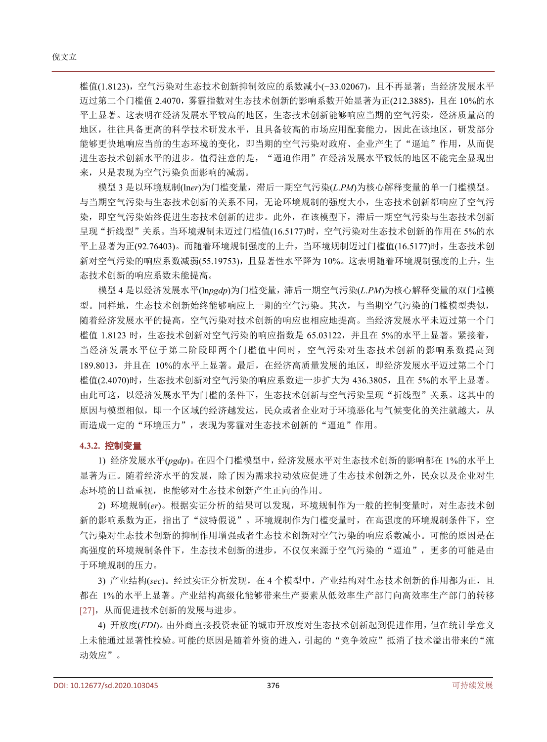槛值(1.8123)，空气污染对生态技术创新抑制效应的系数减小(−33.02067)，且不再显著；当经济发展水平迈过第二个门槛值 2.4070，雾霾指数对生态技术创新的影响系数开始显著为正(212.3885)，且在 10%的水平上显著。这表明在经济发展水平较高的地区，生态技术创新能够响应当期的空气污染。经济质量高的地区，往往具备更高的科学技术研发水平，且具备较高的市场应用配套能力，因此在该地区，研发部分能够更快地响应当前的生态环境的变化，即当期的空气污染对政府、企业产生了“逼迫”作用，从而促进生态技术创新水平的进步。值得注意的是，“逼迫作用”在经济发展水平较低的地区不能完全显现出来，只是表现为空气污染负面影响的减弱。

模型 3 是以环境规制(ln*er*)为门槛变量，滞后一期空气污染(*L.PM*)为核心解释变量的单一门槛模型。与当期空气污染与生态技术创新的关系不同，无论环境规制的强度大小，生态技术创新都响应了空气污染，即空气污染始终促进生态技术创新的进步。此外，在该模型下，滞后一期空气污染与生态技术创新呈现“折线型”关系。当环境规制未迈过门槛值(16.5177)时，空气污染对生态技术创新的作用在 5%的水平上显著为正(92.76403)。而随着环境规制强度的上升，当环境规制迈过门槛值(16.5177)时，生态技术创新对空气污染的响应系数减弱(55.19753)，且显著性水平降为 10%。这表明随着环境规制强度的上升，生态技术创新的响应系数未能提高。

模型 4 是以经济发展水平(ln*pgdp*)为门槛变量，滞后一期空气污染(*L.PM*)为核心解释变量的双门槛模型。同样地，生态技术创新始终能够响应上一期的空气污染。其次，与当期空气污染的门槛模型类似，随着经济发展水平的提高，空气污染对技术创新的响应也相应地提高。当经济发展水平未迈过第一个门槛值 1.8123 时，生态技术创新对空气污染的响应指数是 65.03122，并且在 5%的水平上显著。紧接着，当经济发展水平位于第二阶段即两个门槛值中间时，空气污染对生态技术创新的影响系数提高到 189.8013，并且在 10%的水平上显著。最后，在经济高质量发展的地区，即经济发展水平迈过第二个门槛值(2.4070)时，生态技术创新对空气污染的响应系数进一步扩大为 436.3805，且在 5%的水平上显著。由此可这，以经济发展水平为门槛的条件下，生态技术创新与空气污染呈现“折线型”关系。这其中的原因与模型相似，即一个区域的经济越发达，民众或者企业对于环境恶化与气候变化的关注就越大，从而造成一定的“环境压力”，表现为雾霾对生态技术创新的“逼迫”作用。

#### 4.3.2. 控制变量

1) 经济发展水平(*pgdp*)。在四个门槛模型中，经济发展水平对生态技术创新的影响都在 1%的水平上显著为正。随着经济水平的发展，除了因为需求拉动效应促进了生态技术创新之外，民众以及企业对生态环境的日益重视，也能够对生态技术创新产生正向的作用。

2) 环境规制(*er*)。根据实证分析的结果可以发现，环境规制作为一般的控制变量时，对生态技术创新的影响系数为正，指出了“波特假说”。环境规制作为门槛变量时，在高强度的环境规制条件下，空气污染对生态技术创新的抑制作用增强或者生态技术创新对空气污染的响应系数减小。可能的原因是在高强度的环境规制条件下，生态技术创新的进步，不仅仅来源于空气污染的“逼迫”，更多的可能是由于环境规制的压力。

3) 产业结构(*sec*)。经过实证分析发现，在 4 个模型中，产业结构对生态技术创新的作用都为正，且都在 1%的水平上显著。产业结构高级化能够带来生产要素从低效率生产部门向高效率生产部门的转移[27]，从而促进技术创新的发展与进步。

4) 开放度(*FDI*)。由外商直接投资表征的城市开放度对生态技术创新起到促进作用，但在统计学意义上未能通过显著性检验。可能的原因是随着外资的进入，引起的“竞争效应”抵消了技术溢出带来的“流动效应”。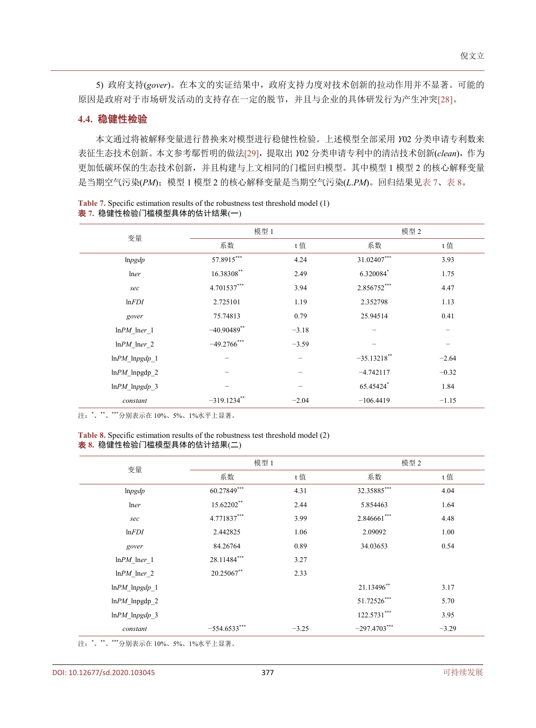5) 政府支持(*gover*)。在本文的实证结果中，政府支持力度对技术创新的拉动作用并不显著。可能的原因是政府对于市场研发活动的支持存在一定的脱节，并且与企业的具体研发行为产生冲突[28]。

## 4.4. 稳健性检验

本文通过将被解释变量进行替换来对模型进行稳健性检验。上述模型全部采用 *Y*02 分类申请专利数来表征生态技术创新。本文参考鄢哲明的做法[29]，提取出 *Y*02 分类申请专利中的清洁技术创新(*clean*)，作为更加低碳环保的生态技术创新，并且构建与上文相同的门槛回归模型。其中模型 1 模型 2 的核心解释变量是当期空气污染(*PM*)；模型 1 模型 2 的核心解释变量是当期空气污染(*L.PM*)。回归结果见表 7、表 8。

Table 7. Specific estimation results of the robustness test threshold model (1)
**表 7. 稳健性检验门槛模型具体的估计结果(一)**

| 变量 | 模型 1 | | 模型 2 | |
|---|---|---|---|---|
| | 系数 | t 值 | 系数 | t 值 |
| ln*pgdp* | 57.8915*** | 4.24 | 31.02407*** | 3.93 |
| ln*er* | 16.38308** | 2.49 | 6.320084* | 1.75 |
| *sec* | 4.701537*** | 3.94 | 2.856752*** | 4.47 |
| ln*FDI* | 2.725101 | 1.19 | 2.352798 | 1.13 |
| *gover* | 75.74813 | 0.79 | 25.94514 | 0.41 |
| ln*PM*_ln*er*_1 | −40.90489** | −3.18 | – | – |
| ln*PM*_ln*er*_2 | −49.2766*** | −3.59 | – | – |
| ln*PM*_ln*pgdp*_1 | – | – | −35.13218** | −2.64 |
| ln*PM*_ln*pgdp*_2 | – | – | −4.742117 | −0.32 |
| ln*PM*_ln*pgdp*_3 | – | – | 65.45424* | 1.84 |
| *constant* | −319.1234** | −2.04 | −106.4419 | −1.15 |

注：*、**、***分别表示在 10%、5%、1%水平上显著。

Table 8. Specific estimation results of the robustness test threshold model (2)
**表 8. 稳健性检验门槛模型具体的估计结果(二)**

| 变量 | 模型 1 | | 模型 2 | |
|---|---|---|---|---|
| | 系数 | t 值 | 系数 | t 值 |
| ln*pgdp* | 60.27849*** | 4.31 | 32.35885*** | 4.04 |
| ln*er* | 15.62202** | 2.44 | 5.854463 | 1.64 |
| *sec* | 4.771837*** | 3.99 | 2.846661*** | 4.48 |
| ln*FDI* | 2.442825 | 1.06 | 2.09092 | 1.00 |
| *gover* | 84.26764 | 0.89 | 34.03653 | 0.54 |
| ln*PM*_ln*er*_1 | 28.11484*** | 3.27 | | |
| ln*PM*_ln*er*_2 | 20.25067** | 2.33 | | |
| ln*PM*_ln*pgdp*_1 | | | 21.13496** | 3.17 |
| ln*PM*_ln*pgdp*_2 | | | 51.72526*** | 5.70 |
| ln*PM*_ln*pgdp*_3 | | | 122.5731*** | 3.95 |
| *constant* | −554.6533*** | −3.25 | −297.4703*** | −3.29 |

注：*、**、***分别表示在 10%、5%、1%水平上显著。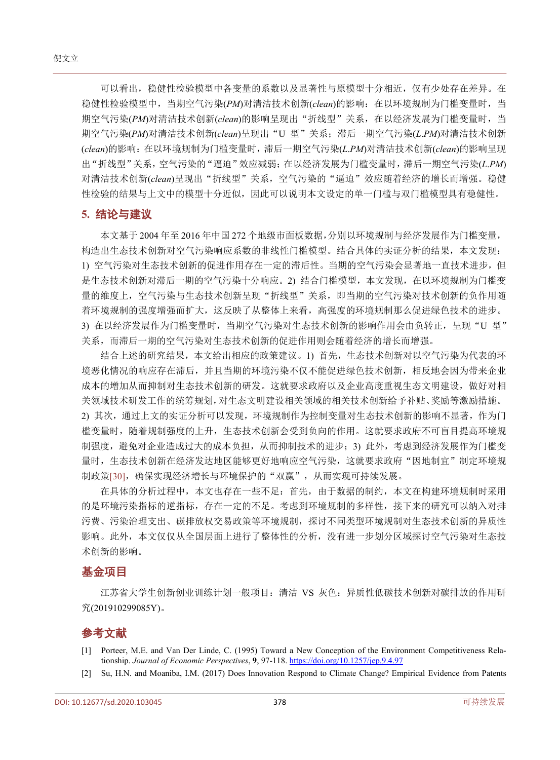可以看出，稳健性检验模型中各变量的系数以及显著性与原模型十分相近，仅有少处存在差异。在稳健性检验模型中，当期空气污染(*PM*)对清洁技术创新(*clean*)的影响：在以环境规制为门槛变量时，当期空气污染(*PM*)对清洁技术创新(*clean*)的影响呈现出“折线型”关系，在以经济发展为门槛变量时，当期空气污染(*PM*)对清洁技术创新(*clean*)呈现出“U 型”关系；滞后一期空气污染(*L.PM*)对清洁技术创新(*clean*)的影响：在以环境规制为门槛变量时，滞后一期空气污染(*L.PM*)对清洁技术创新(*clean*)的影响呈现出“折线型”关系，空气污染的“逼迫”效应减弱；在以经济发展为门槛变量时，滞后一期空气污染(*L.PM*)对清洁技术创新(*clean*)呈现出“折线型”关系，空气污染的“逼迫”效应随着经济的增长而增强。稳健性检验的结果与上文中的模型十分近似，因此可以说明本文设定的单一门槛与双门槛模型具有稳健性。

## 5. 结论与建议

本文基于 2004 年至 2016 年中国 272 个地级市面板数据，分别以环境规制与经济发展作为门槛变量，构造出生态技术创新对空气污染响应系数的非线性门槛模型。结合具体的实证分析的结果，本文发现：1) 空气污染对生态技术创新的促进作用存在一定的滞后性。当期的空气污染会显著地一直技术进步，但是生态技术创新对滞后一期的空气污染十分响应。2) 结合门槛模型，本文发现，在以环境规制为门槛变量的维度上，空气污染与生态技术创新呈现“折线型”关系，即当期的空气污染对技术创新的负作用随着环境规制的强度增强而扩大，这反映了从整体上来看，高强度的环境规制那么促进绿色技术的进步。3) 在以经济发展作为门槛变量时，当期空气污染对生态技术创新的影响作用会由负转正，呈现“U 型”关系，而滞后一期的空气污染对生态技术创新的促进作用则会随着经济的增长而增强。

结合上述的研究结果，本文给出相应的政策建议。1) 首先，生态技术创新对以空气污染为代表的环境恶化情况的响应存在滞后，并且当期的环境污染不仅不能促进绿色技术创新，相反地会因为带来企业成本的增加从而抑制对生态技术创新的研发。这就要求政府以及企业高度重视生态文明建设，做好对相关领域技术研发工作的统筹规划，对生态文明建设相关领域的相关技术创新给予补贴、奖励等激励措施。2) 其次，通过上文的实证分析可以发现，环境规制作为控制变量对生态技术创新的影响不显著，作为门槛变量时，随着规制强度的上升，生态技术创新会受到负向的作用。这就要求政府不可盲目提高环境规制强度，避免对企业造成过大的成本负担，从而抑制技术的进步；3) 此外，考虑到经济发展作为门槛变量时，生态技术创新在经济发达地区能够更好地响应空气污染，这就要求政府“因地制宜”制定环境规制政策[30]，确保实现经济增长与环境保护的“双赢”，从而实现可持续发展。

在具体的分析过程中，本文也存在一些不足：首先，由于数据的制约，本文在构建环境规制时采用的是环境污染指标的逆指标，存在一定的不足。考虑到环境规制的多样性，接下来的研究可以纳入对排污费、污染治理支出、碳排放权交易政策等环境规制，探讨不同类型环境规制对生态技术创新的异质性影响。此外，本文仅仅从全国层面上进行了整体性的分析，没有进一步划分区域探讨空气污染对生态技术创新的影响。

## 基金项目

江苏省大学生创新创业训练计划一般项目：清洁 VS 灰色：异质性低碳技术创新对碳排放的作用研究(201910299085Y)。

## 参考文献

[1] Porteer, M.E. and Van Der Linde, C. (1995) Toward a New Conception of the Environment Competitiveness Relationship. *Journal of Economic Perspectives*, **9**, 97-118. https://doi.org/10.1257/jep.9.4.97

[2] Su, H.N. and Moaniba, I.M. (2017) Does Innovation Respond to Climate Change? Empirical Evidence from Patents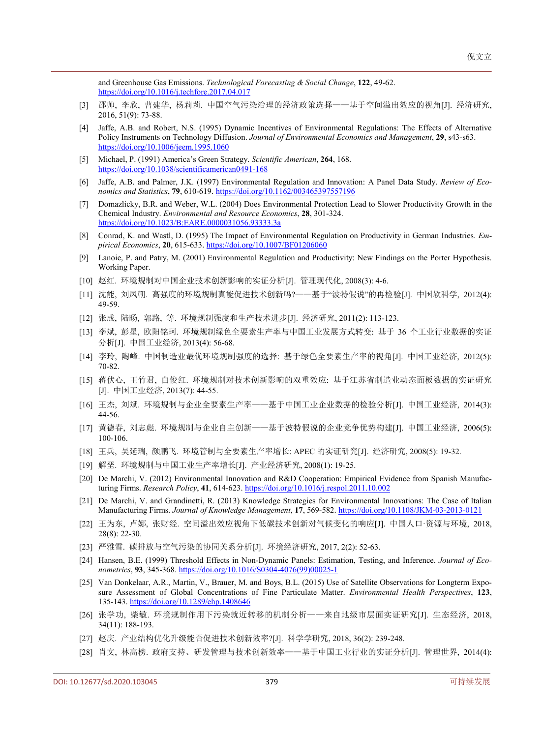and Greenhouse Gas Emissions. *Technological Forecasting & Social Change*, **122**, 49-62. https://doi.org/10.1016/j.techfore.2017.04.017

[3] 邵帅, 李欣, 曹建华, 杨莉莉. 中国空气污染治理的经济政策选择——基于空间溢出效应的视角[J]. 经济研究, 2016, 51(9): 73-88.

[4] Jaffe, A.B. and Robert, N.S. (1995) Dynamic Incentives of Environmental Regulations: The Effects of Alternative Policy Instruments on Technology Diffusion. *Journal of Environmental Economics and Management*, **29**, s43-s63. https://doi.org/10.1006/jeem.1995.1060

[5] Michael, P. (1991) America's Green Strategy. *Scientific American*, **264**, 168. https://doi.org/10.1038/scientificamerican0491-168

[6] Jaffe, A.B. and Palmer, J.K. (1997) Environmental Regulation and Innovation: A Panel Data Study. *Review of Economics and Statistics*, **79**, 610-619. https://doi.org/10.1162/003465397557196

[7] Domazlicky, B.R. and Weber, W.L. (2004) Does Environmental Protection Lead to Slower Productivity Growth in the Chemical Industry. *Environmental and Resource Economics*, **28**, 301-324. https://doi.org/10.1023/B:EARE.0000031056.93333.3a

[8] Conrad, K. and Wastl, D. (1995) The Impact of Environmental Regulation on Productivity in German Industries. *Empirical Economics*, **20**, 615-633. https://doi.org/10.1007/BF01206060

[9] Lanoie, P. and Patry, M. (2001) Environmental Regulation and Productivity: New Findings on the Porter Hypothesis. Working Paper.

[10] 赵红. 环境规制对中国企业技术创新影响的实证分析[J]. 管理现代化, 2008(3): 4-6.

[11] 沈能, 刘凤朝. 高强度的环境规制真能促进技术创新吗?——基于"波特假说"的再检验[J]. 中国软科学, 2012(4): 49-59.

[12] 张成, 陆旸, 郭路, 等. 环境规制强度和生产技术进步[J]. 经济研究, 2011(2): 113-123.

[13] 李斌, 彭星, 欧阳铭珂. 环境规制绿色全要素生产率与中国工业发展方式转变: 基于 36 个工业行业数据的实证分析[J]. 中国工业经济, 2013(4): 56-68.

[14] 李玲, 陶峰. 中国制造业最优环境规制强度的选择: 基于绿色全要素生产率的视角[J]. 中国工业经济, 2012(5): 70-82.

[15] 蒋伏心, 王竹君, 白俊红. 环境规制对技术创新影响的双重效应: 基于江苏省制造业动态面板数据的实证研究[J]. 中国工业经济, 2013(7): 44-55.

[16] 王杰, 刘斌. 环境规制与企业全要素生产率——基于中国工业企业数据的检验分析[J]. 中国工业经济, 2014(3): 44-56.

[17] 黄德春, 刘志彪. 环境规制与企业自主创新——基于波特假说的企业竞争优势构建[J]. 中国工业经济, 2006(5): 100-106.

[18] 王兵, 吴延瑞, 颜鹏飞. 环境管制与全要素生产率增长: APEC 的实证研究[J]. 经济研究, 2008(5): 19-32.

[19] 解垩. 环境规制与中国工业生产率增长[J]. 产业经济研究, 2008(1): 19-25.

[20] De Marchi, V. (2012) Environmental Innovation and R&D Cooperation: Empirical Evidence from Spanish Manufacturing Firms. *Research Policy*, **41**, 614-623. https://doi.org/10.1016/j.respol.2011.10.002

[21] De Marchi, V. and Grandinetti, R. (2013) Knowledge Strategies for Environmental Innovations: The Case of Italian Manufacturing Firms. *Journal of Knowledge Management*, **17**, 569-582. https://doi.org/10.1108/JKM-03-2013-0121

[22] 王为东, 卢娜, 张财经. 空间溢出效应视角下低碳技术创新对气候变化的响应[J]. 中国人口·资源与环境, 2018, 28(8): 22-30.

[23] 严雅雪. 碳排放与空气污染的协同关系分析[J]. 环境经济研究, 2017, 2(2): 52-63.

[24] Hansen, B.E. (1999) Threshold Effects in Non-Dynamic Panels: Estimation, Testing, and Inference. *Journal of Econometrics*, **93**, 345-368. https://doi.org/10.1016/S0304-4076(99)00025-1

[25] Van Donkelaar, A.R., Martin, V., Brauer, M. and Boys, B.L. (2015) Use of Satellite Observations for Longterm Exposure Assessment of Global Concentrations of Fine Particulate Matter. *Environmental Health Perspectives*, **123**, 135-143. https://doi.org/10.1289/ehp.1408646

[26] 张学功, 柴敏. 环境规制作用下污染就近转移的机制分析——来自地级市层面实证研究[J]. 生态经济, 2018, 34(11): 188-193.

[27] 赵庆. 产业结构优化升级能否促进技术创新效率?[J]. 科学学研究, 2018, 36(2): 239-248.

[28] 肖文, 林高榜. 政府支持、研发管理与技术创新效率——基于中国工业行业的实证分析[J]. 管理世界, 2014(4):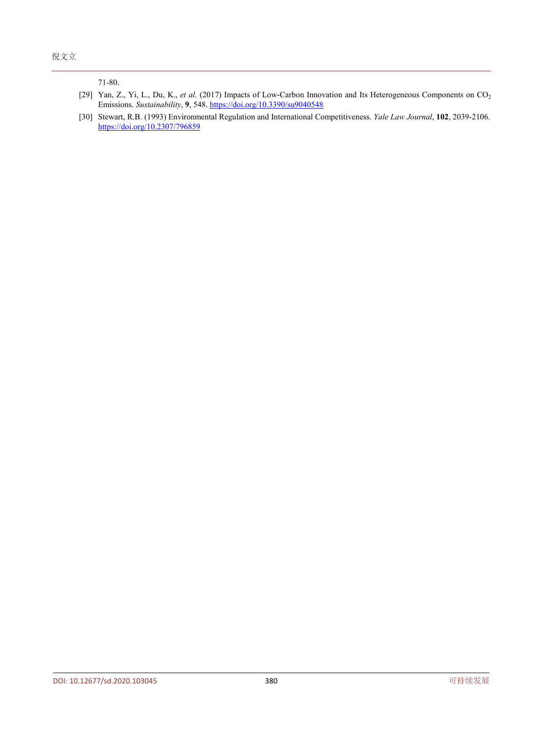71-80.

[29] Yan, Z., Yi, L., Du, K., *et al*. (2017) Impacts of Low-Carbon Innovation and Its Heterogeneous Components on $CO_2$ Emissions. *Sustainability*, **9**, 548. https://doi.org/10.3390/su9040548

[30] Stewart, R.B. (1993) Environmental Regulation and International Competitiveness. *Yale Law Journal*, **102**, 2039-2106. https://doi.org/10.2307/796859